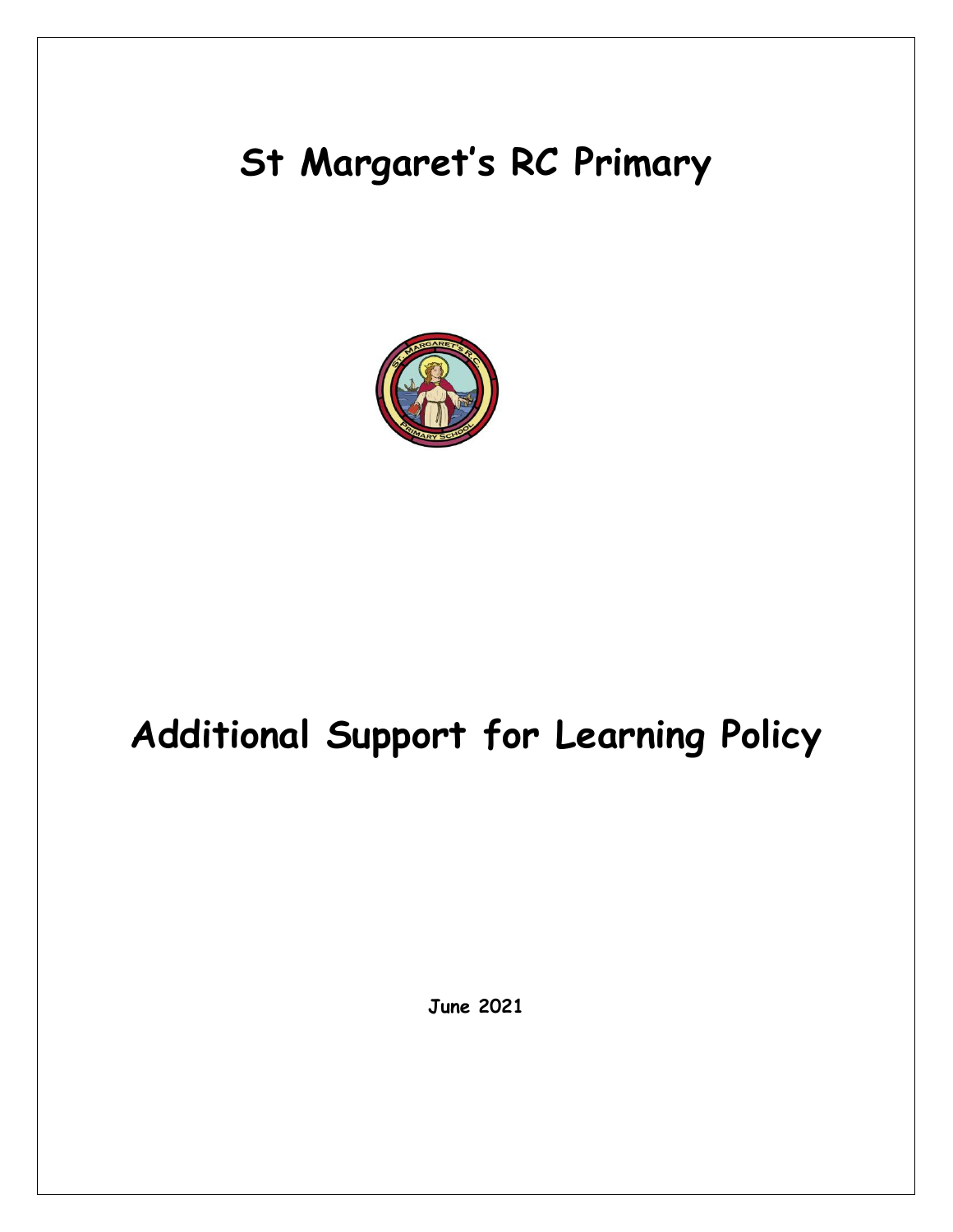# St Margaret's RC Primary

# Additional Support for Learning Policy

**June 2021**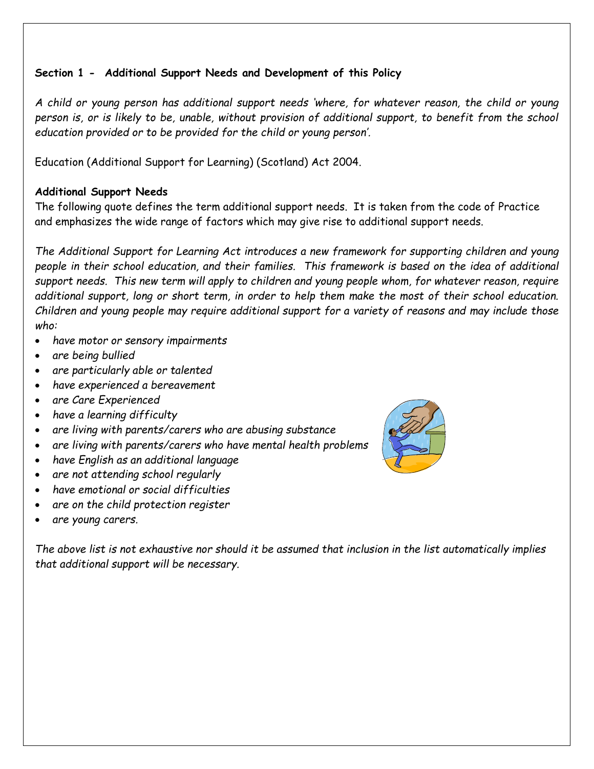**Section 1 - Additional Support Needs and Development of this Policy**

*A child or young person has additional support needs 'where, for whatever reason, the child or young person is, or is likely to be, unable, without provision of additional support, to benefit from the school education provided or to be provided for the child or young person'.*

Education (Additional Support for Learning) (Scotland) Act 2004.

**Additional Support Needs**

The following quote defines the term additional support needs. It is taken from the code of Practice and emphasizes the wide range of factors which may give rise to additional support needs.

*The Additional Support for Learning Act introduces a new framework for supporting children and young people in their school education, and their families. This framework is based on the idea of additional support needs. This new term will apply to children and young people whom, for whatever reason, require additional support, long or short term, in order to help them make the most of their school education. Children and young people may require additional support for a variety of reasons and may include those who:*

- *have motor or sensory impairments*
- *are being bullied*
- *are particularly able or talented*
- *have experienced a bereavement*
- *are Care Experienced*
- *have a learning difficulty*
- *are living with parents/carers who are abusing substance*
- *are living with parents/carers who have mental health problems*
- *have English as an additional language*
- *are not attending school regularly*
- *have emotional or social difficulties*
- *are on the child protection register*
- *are young carers.*

*The above list is not exhaustive nor should it be assumed that inclusion in the list automatically implies that additional support will be necessary.*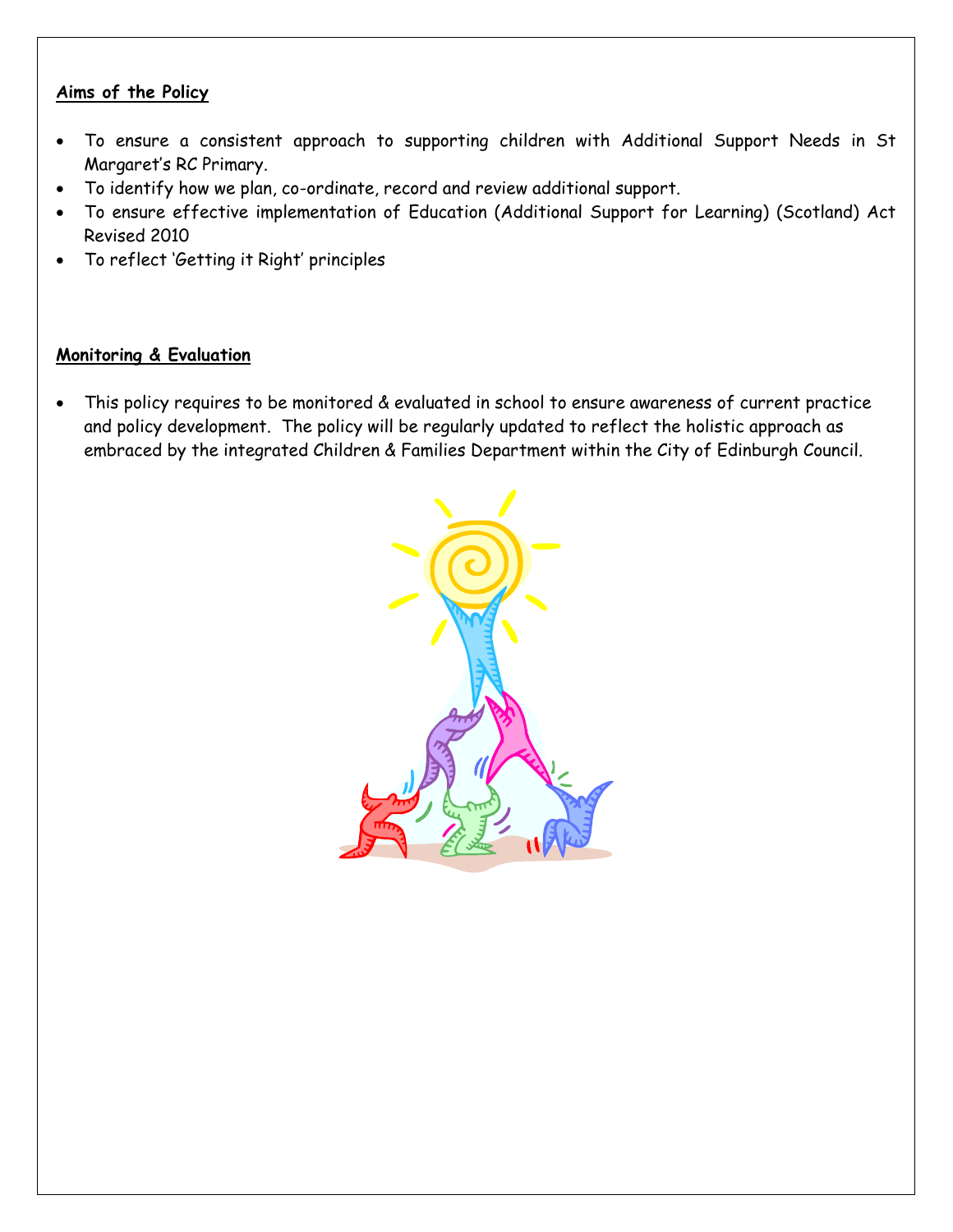**Aims of the Policy**

- To ensure a consistent approach to supporting children with Additional Support Needs in St Margaret's RC Primary.
- To identify how we plan, co-ordinate, record and review additional support.
- To ensure effective implementation of Education (Additional Support for Learning) (Scotland) Act Revised 2010
- To reflect 'Getting it Right' principles

**Monitoring & Evaluation**

- This policy requires to be monitored & evaluated in school to ensure awareness of current practice and policy development. The policy will be regularly updated to reflect the holistic approach as embraced by the integrated Children & Families Department within the City of Edinburgh Council.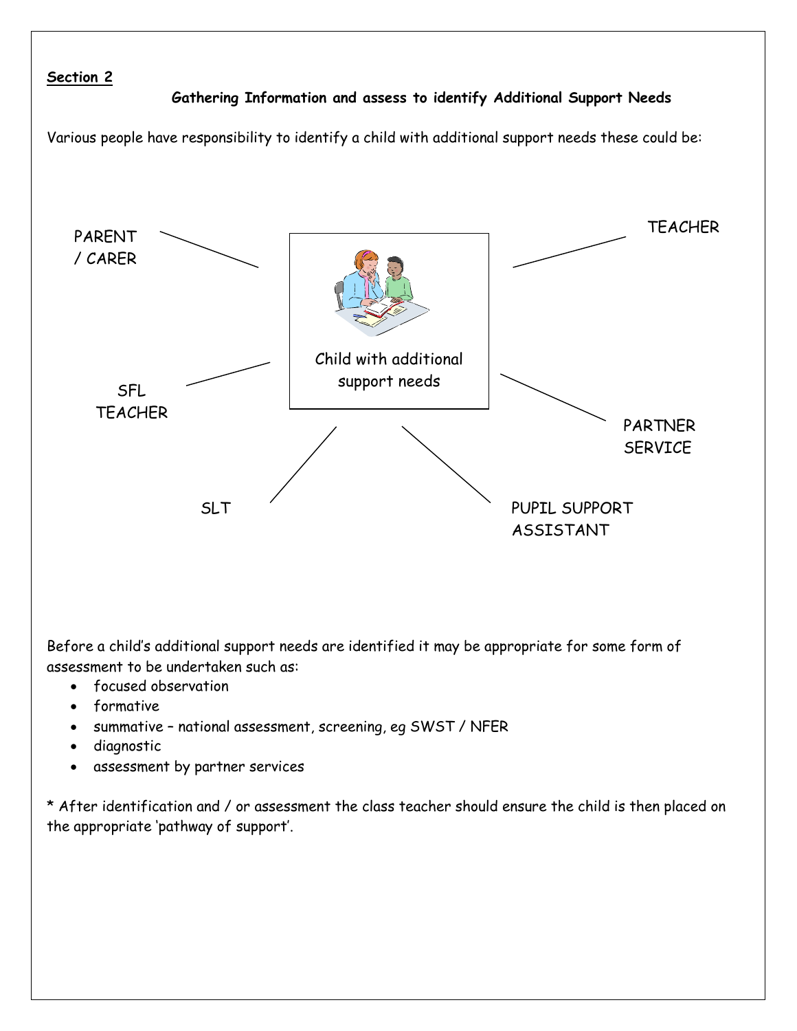**Section 2**

**Gathering Information and assess to identify Additional Support Needs**

Various people have responsibility to identify a child with additional support needs these could be:

Child with additional support needs

- PARENT / CARER
- TEACHER
- SFL TEACHER
- PARTNER SERVICE
- SLT
- PUPIL SUPPORT ASSISTANT

Before a child's additional support needs are identified it may be appropriate for some form of assessment to be undertaken such as:

- focused observation
- formative
- summative – national assessment, screening, eg SWST / NFER
- diagnostic
- assessment by partner services

* After identification and / or assessment the class teacher should ensure the child is then placed on the appropriate 'pathway of support'.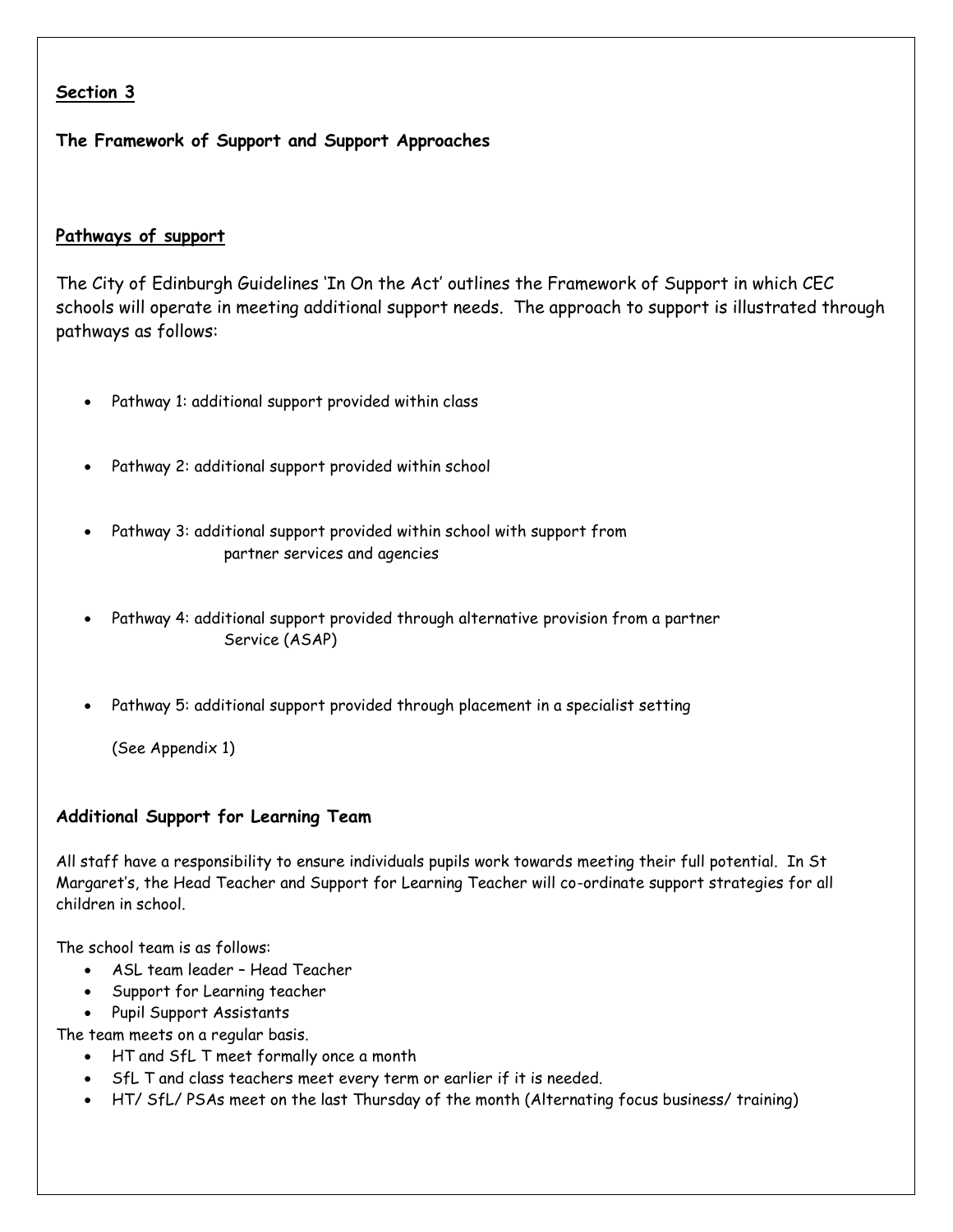## Section 3

### The Framework of Support and Support Approaches

### Pathways of support

The City of Edinburgh Guidelines 'In On the Act' outlines the Framework of Support in which CEC schools will operate in meeting additional support needs. The approach to support is illustrated through pathways as follows:

- Pathway 1: additional support provided within class
- Pathway 2: additional support provided within school
- Pathway 3: additional support provided within school with support from partner services and agencies
- Pathway 4: additional support provided through alternative provision from a partner Service (ASAP)
- Pathway 5: additional support provided through placement in a specialist setting

  (See Appendix 1)

### Additional Support for Learning Team

All staff have a responsibility to ensure individuals pupils work towards meeting their full potential. In St Margaret's, the Head Teacher and Support for Learning Teacher will co-ordinate support strategies for all children in school.

The school team is as follows:

- ASL team leader – Head Teacher
- Support for Learning teacher
- Pupil Support Assistants

The team meets on a regular basis.

- HT and SfL T meet formally once a month
- SfL T and class teachers meet every term or earlier if it is needed.
- HT/ SfL/ PSAs meet on the last Thursday of the month (Alternating focus business/ training)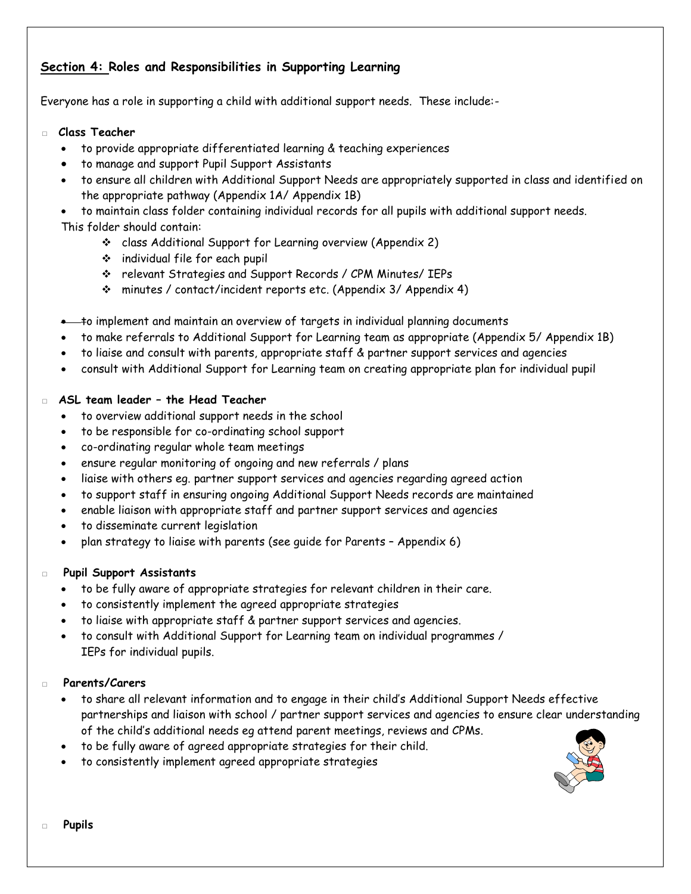## Section 4: Roles and Responsibilities in Supporting Learning

Everyone has a role in supporting a child with additional support needs. These include:-

- **Class Teacher**
  - to provide appropriate differentiated learning & teaching experiences
  - to manage and support Pupil Support Assistants
  - to ensure all children with Additional Support Needs are appropriately supported in class and identified on the appropriate pathway (Appendix 1A/ Appendix 1B)
  - to maintain class folder containing individual records for all pupils with additional support needs.

  This folder should contain:
    - class Additional Support for Learning overview (Appendix 2)
    - individual file for each pupil
    - relevant Strategies and Support Records / CPM Minutes/ IEPs
    - minutes / contact/incident reports etc. (Appendix 3/ Appendix 4)

  - to implement and maintain an overview of targets in individual planning documents
  - to make referrals to Additional Support for Learning team as appropriate (Appendix 5/ Appendix 1B)
  - to liaise and consult with parents, appropriate staff & partner support services and agencies
  - consult with Additional Support for Learning team on creating appropriate plan for individual pupil

- **ASL team leader – the Head Teacher**
  - to overview additional support needs in the school
  - to be responsible for co-ordinating school support
  - co-ordinating regular whole team meetings
  - ensure regular monitoring of ongoing and new referrals / plans
  - liaise with others eg. partner support services and agencies regarding agreed action
  - to support staff in ensuring ongoing Additional Support Needs records are maintained
  - enable liaison with appropriate staff and partner support services and agencies
  - to disseminate current legislation
  - plan strategy to liaise with parents (see guide for Parents – Appendix 6)

- **Pupil Support Assistants**
  - to be fully aware of appropriate strategies for relevant children in their care.
  - to consistently implement the agreed appropriate strategies
  - to liaise with appropriate staff & partner support services and agencies.
  - to consult with Additional Support for Learning team on individual programmes / IEPs for individual pupils.

- **Parents/Carers**
  - to share all relevant information and to engage in their child's Additional Support Needs effective partnerships and liaison with school / partner support services and agencies to ensure clear understanding of the child's additional needs eg attend parent meetings, reviews and CPMs.
  - to be fully aware of agreed appropriate strategies for their child.
  - to consistently implement agreed appropriate strategies

- **Pupils**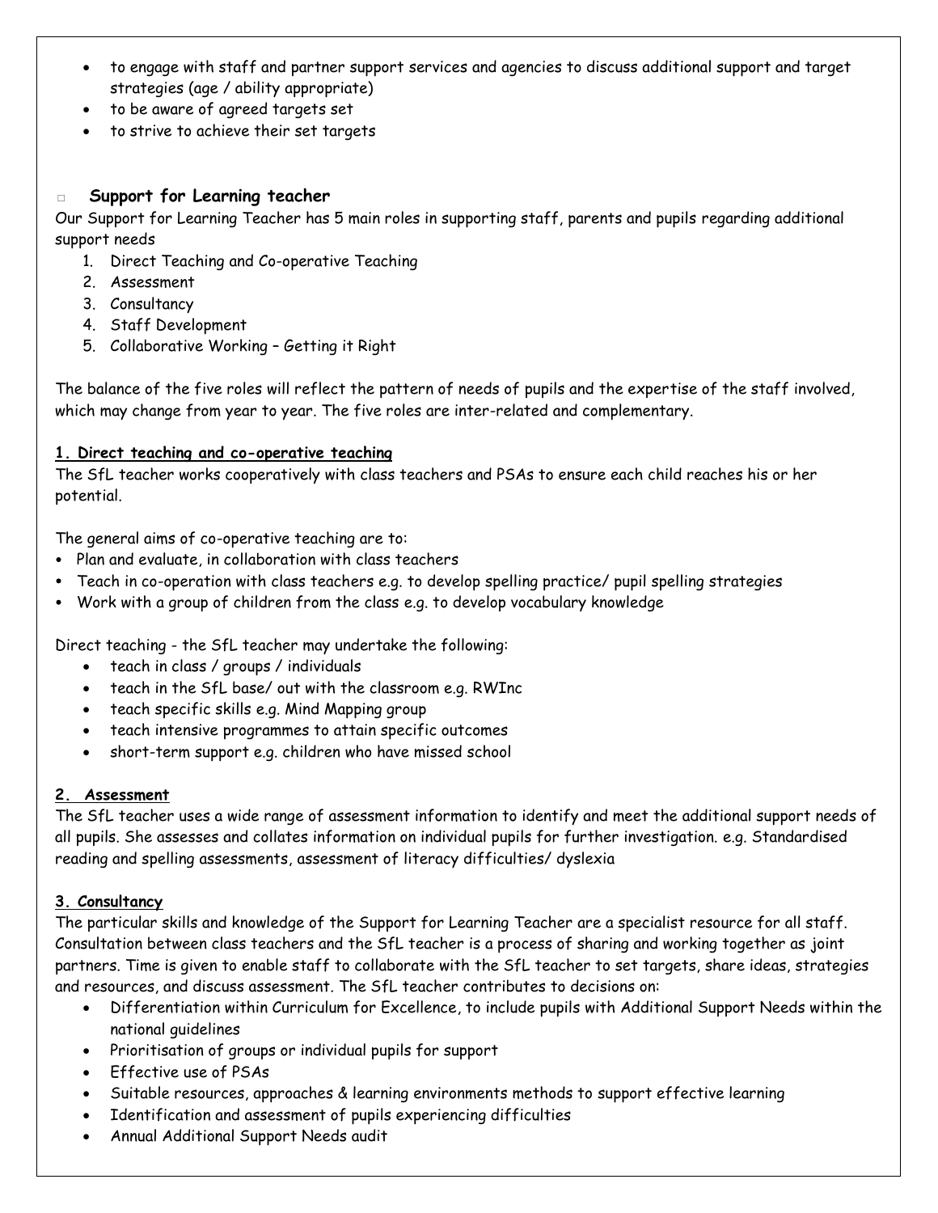- to engage with staff and partner support services and agencies to discuss additional support and target strategies (age / ability appropriate)
- to be aware of agreed targets set
- to strive to achieve their set targets

### Support for Learning teacher

Our Support for Learning Teacher has 5 main roles in supporting staff, parents and pupils regarding additional support needs

1. Direct Teaching and Co-operative Teaching
2. Assessment
3. Consultancy
4. Staff Development
5. Collaborative Working – Getting it Right

The balance of the five roles will reflect the pattern of needs of pupils and the expertise of the staff involved, which may change from year to year. The five roles are inter-related and complementary.

**1. Direct teaching and co-operative teaching**

The SfL teacher works cooperatively with class teachers and PSAs to ensure each child reaches his or her potential.

The general aims of co-operative teaching are to:

- Plan and evaluate, in collaboration with class teachers
- Teach in co-operation with class teachers e.g. to develop spelling practice/ pupil spelling strategies
- Work with a group of children from the class e.g. to develop vocabulary knowledge

Direct teaching - the SfL teacher may undertake the following:

- teach in class / groups / individuals
- teach in the SfL base/ out with the classroom e.g. RWInc
- teach specific skills e.g. Mind Mapping group
- teach intensive programmes to attain specific outcomes
- short-term support e.g. children who have missed school

**2. Assessment**

The SfL teacher uses a wide range of assessment information to identify and meet the additional support needs of all pupils. She assesses and collates information on individual pupils for further investigation. e.g. Standardised reading and spelling assessments, assessment of literacy difficulties/ dyslexia

**3. Consultancy**

The particular skills and knowledge of the Support for Learning Teacher are a specialist resource for all staff. Consultation between class teachers and the SfL teacher is a process of sharing and working together as joint partners. Time is given to enable staff to collaborate with the SfL teacher to set targets, share ideas, strategies and resources, and discuss assessment. The SfL teacher contributes to decisions on:

- Differentiation within Curriculum for Excellence, to include pupils with Additional Support Needs within the national guidelines
- Prioritisation of groups or individual pupils for support
- Effective use of PSAs
- Suitable resources, approaches & learning environments methods to support effective learning
- Identification and assessment of pupils experiencing difficulties
- Annual Additional Support Needs audit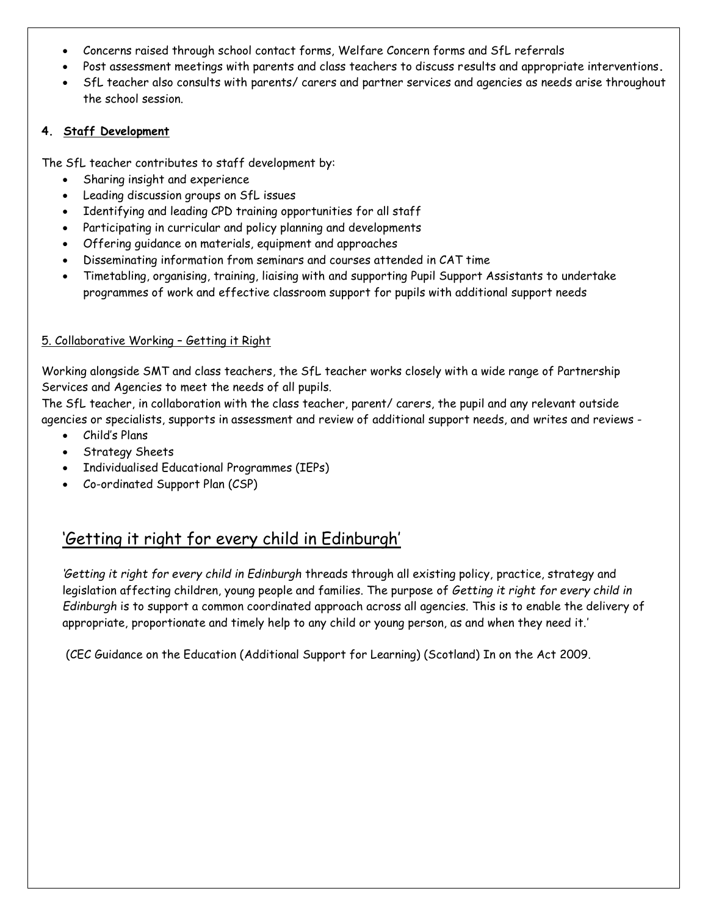- Concerns raised through school contact forms, Welfare Concern forms and SfL referrals
- Post assessment meetings with parents and class teachers to discuss results and appropriate interventions.
- SfL teacher also consults with parents/ carers and partner services and agencies as needs arise throughout the school session.

## 4. Staff Development

The SfL teacher contributes to staff development by:

- Sharing insight and experience
- Leading discussion groups on SfL issues
- Identifying and leading CPD training opportunities for all staff
- Participating in curricular and policy planning and developments
- Offering guidance on materials, equipment and approaches
- Disseminating information from seminars and courses attended in CAT time
- Timetabling, organising, training, liaising with and supporting Pupil Support Assistants to undertake programmes of work and effective classroom support for pupils with additional support needs

## 5. Collaborative Working – Getting it Right

Working alongside SMT and class teachers, the SfL teacher works closely with a wide range of Partnership Services and Agencies to meet the needs of all pupils.

The SfL teacher, in collaboration with the class teacher, parent/ carers, the pupil and any relevant outside agencies or specialists, supports in assessment and review of additional support needs, and writes and reviews -

- Child's Plans
- Strategy Sheets
- Individualised Educational Programmes (IEPs)
- Co-ordinated Support Plan (CSP)

## 'Getting it right for every child in Edinburgh'

*'Getting it right for every child in Edinburgh* threads through all existing policy, practice, strategy and legislation affecting children, young people and families. The purpose of *Getting it right for every child in Edinburgh* is to support a common coordinated approach across all agencies. This is to enable the delivery of appropriate, proportionate and timely help to any child or young person, as and when they need it.'

(CEC Guidance on the Education (Additional Support for Learning) (Scotland) In on the Act 2009.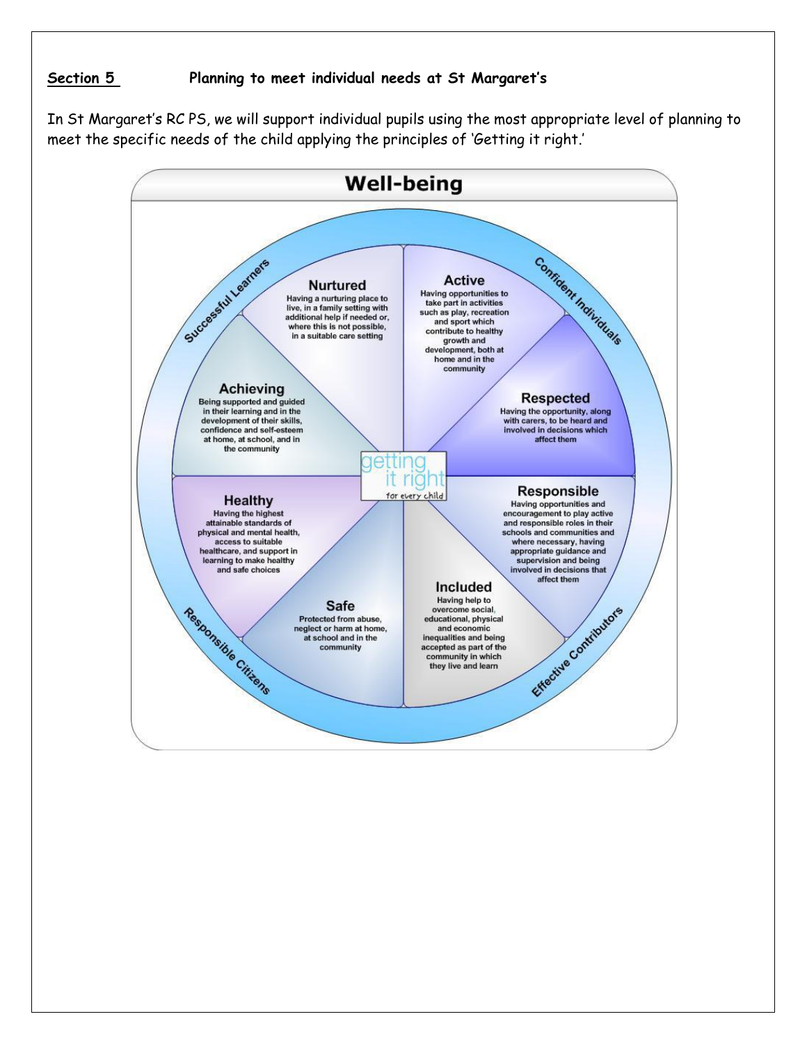## Section 5 Planning to meet individual needs at St Margaret's

In St Margaret's RC PS, we will support individual pupils using the most appropriate level of planning to meet the specific needs of the child applying the principles of 'Getting it right.'

**Well-being**

**Nurtured**
Having a nurturing place to live, in a family setting with additional help if needed or, where this is not possible, in a suitable care setting

**Active**
Having opportunities to take part in activities such as play, recreation and sport which contribute to healthy growth and development, both at home and in the community

**Respected**
Having the opportunity, along with carers, to be heard and involved in decisions which affect them

**Responsible**
Having opportunities and encouragement to play active and responsible roles in their schools and communities and where necessary, having appropriate guidance and supervision and being involved in decisions that affect them

**Included**
Having help to overcome social, educational, physical and economic inequalities and being accepted as part of the community in which they live and learn

**Safe**
Protected from abuse, neglect or harm at home, at school and in the community

**Healthy**
Having the highest attainable standards of physical and mental health, access to suitable healthcare, and support in learning to make healthy and safe choices

**Achieving**
Being supported and guided in their learning and in the development of their skills, confidence and self-esteem at home, at school, and in the community

getting it right for every child

Successful Learners | Confident Individuals | Effective Contributors | Responsible Citizens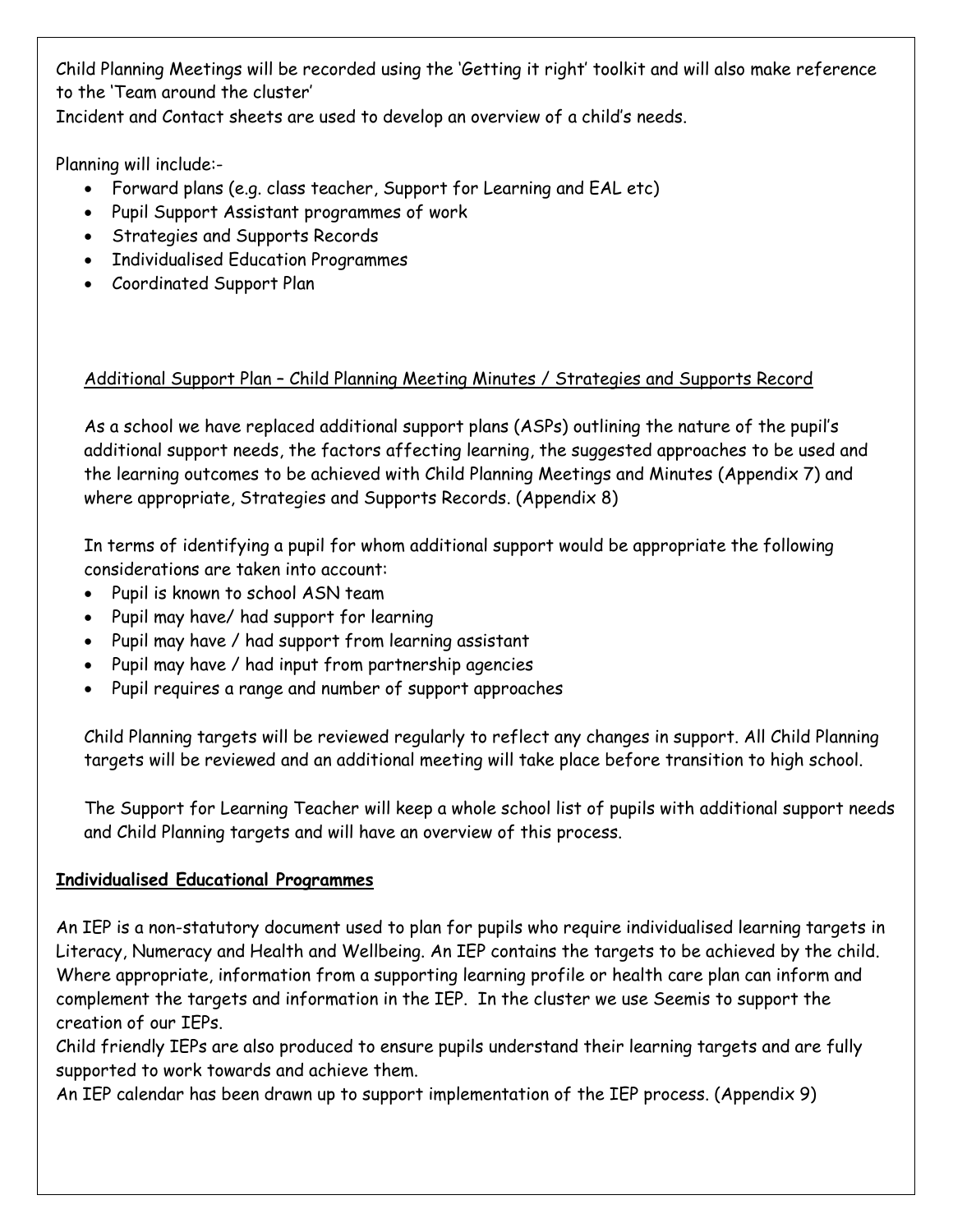Child Planning Meetings will be recorded using the 'Getting it right' toolkit and will also make reference to the 'Team around the cluster'

Incident and Contact sheets are used to develop an overview of a child's needs.

Planning will include:-

- Forward plans (e.g. class teacher, Support for Learning and EAL etc)
- Pupil Support Assistant programmes of work
- Strategies and Supports Records
- Individualised Education Programmes
- Coordinated Support Plan

<u>Additional Support Plan – Child Planning Meeting Minutes / Strategies and Supports Record</u>

As a school we have replaced additional support plans (ASPs) outlining the nature of the pupil's additional support needs, the factors affecting learning, the suggested approaches to be used and the learning outcomes to be achieved with Child Planning Meetings and Minutes (Appendix 7) and where appropriate, Strategies and Supports Records. (Appendix 8)

In terms of identifying a pupil for whom additional support would be appropriate the following considerations are taken into account:

- Pupil is known to school ASN team
- Pupil may have/ had support for learning
- Pupil may have / had support from learning assistant
- Pupil may have / had input from partnership agencies
- Pupil requires a range and number of support approaches

Child Planning targets will be reviewed regularly to reflect any changes in support. All Child Planning targets will be reviewed and an additional meeting will take place before transition to high school.

The Support for Learning Teacher will keep a whole school list of pupils with additional support needs and Child Planning targets and will have an overview of this process.

**<u>Individualised Educational Programmes</u>**

An IEP is a non-statutory document used to plan for pupils who require individualised learning targets in Literacy, Numeracy and Health and Wellbeing. An IEP contains the targets to be achieved by the child. Where appropriate, information from a supporting learning profile or health care plan can inform and complement the targets and information in the IEP. In the cluster we use Seemis to support the creation of our IEPs.

Child friendly IEPs are also produced to ensure pupils understand their learning targets and are fully supported to work towards and achieve them.

An IEP calendar has been drawn up to support implementation of the IEP process. (Appendix 9)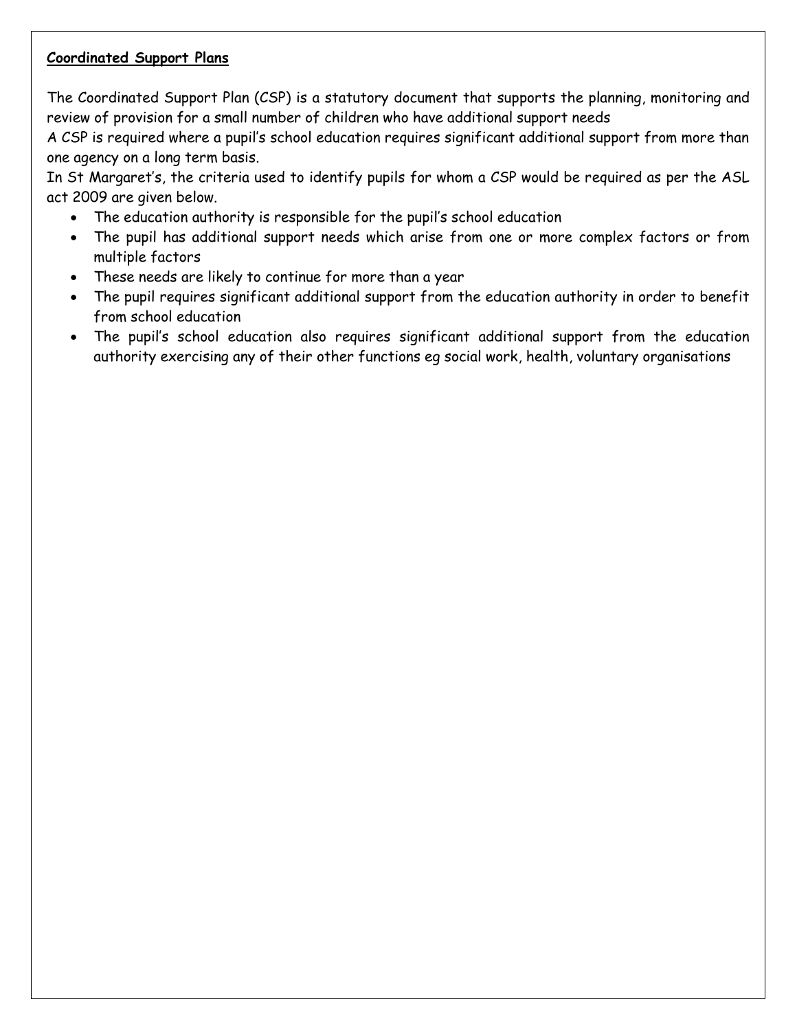**Coordinated Support Plans**

The Coordinated Support Plan (CSP) is a statutory document that supports the planning, monitoring and review of provision for a small number of children who have additional support needs

A CSP is required where a pupil's school education requires significant additional support from more than one agency on a long term basis.

In St Margaret's, the criteria used to identify pupils for whom a CSP would be required as per the ASL act 2009 are given below.

- The education authority is responsible for the pupil's school education
- The pupil has additional support needs which arise from one or more complex factors or from multiple factors
- These needs are likely to continue for more than a year
- The pupil requires significant additional support from the education authority in order to benefit from school education
- The pupil's school education also requires significant additional support from the education authority exercising any of their other functions eg social work, health, voluntary organisations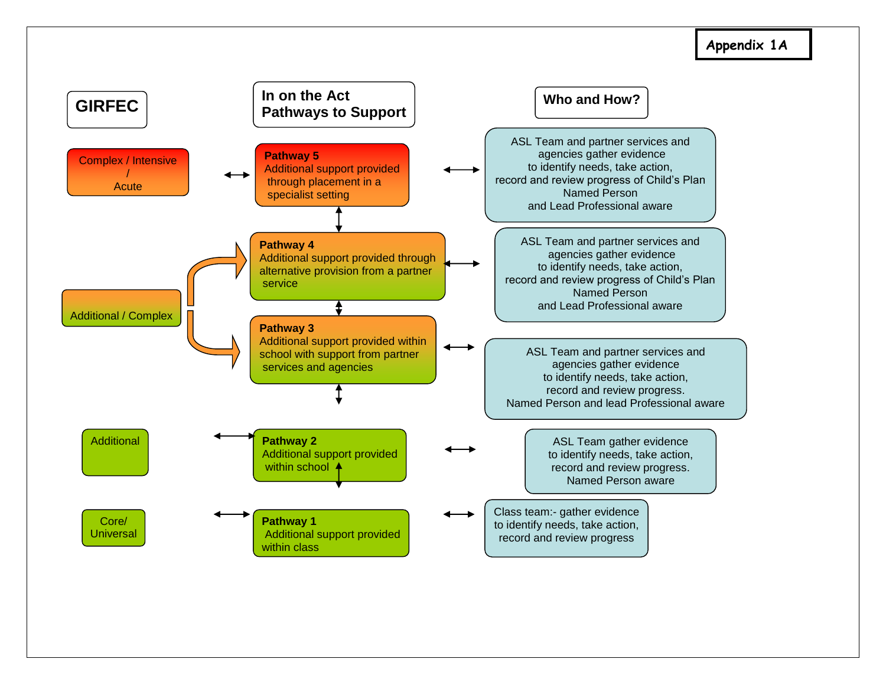**Appendix 1A**

| GIRFEC | In on the Act Pathways to Support | Who and How? |
|---|---|---|
| Complex / Intensive / Acute | **Pathway 5** Additional support provided through placement in a specialist setting | ASL Team and partner services and agencies gather evidence to identify needs, take action, record and review progress of Child's Plan Named Person and Lead Professional aware |
| Additional / Complex | **Pathway 4** Additional support provided through alternative provision from a partner service | ASL Team and partner services and agencies gather evidence to identify needs, take action, record and review progress of Child's Plan Named Person and Lead Professional aware |
| Additional / Complex | **Pathway 3** Additional support provided within school with support from partner services and agencies | ASL Team and partner services and agencies gather evidence to identify needs, take action, record and review progress. Named Person and lead Professional aware |
| Additional | **Pathway 2** Additional support provided within school | ASL Team gather evidence to identify needs, take action, record and review progress. Named Person aware |
| Core/ Universal | **Pathway 1** Additional support provided within class | Class team:- gather evidence to identify needs, take action, record and review progress |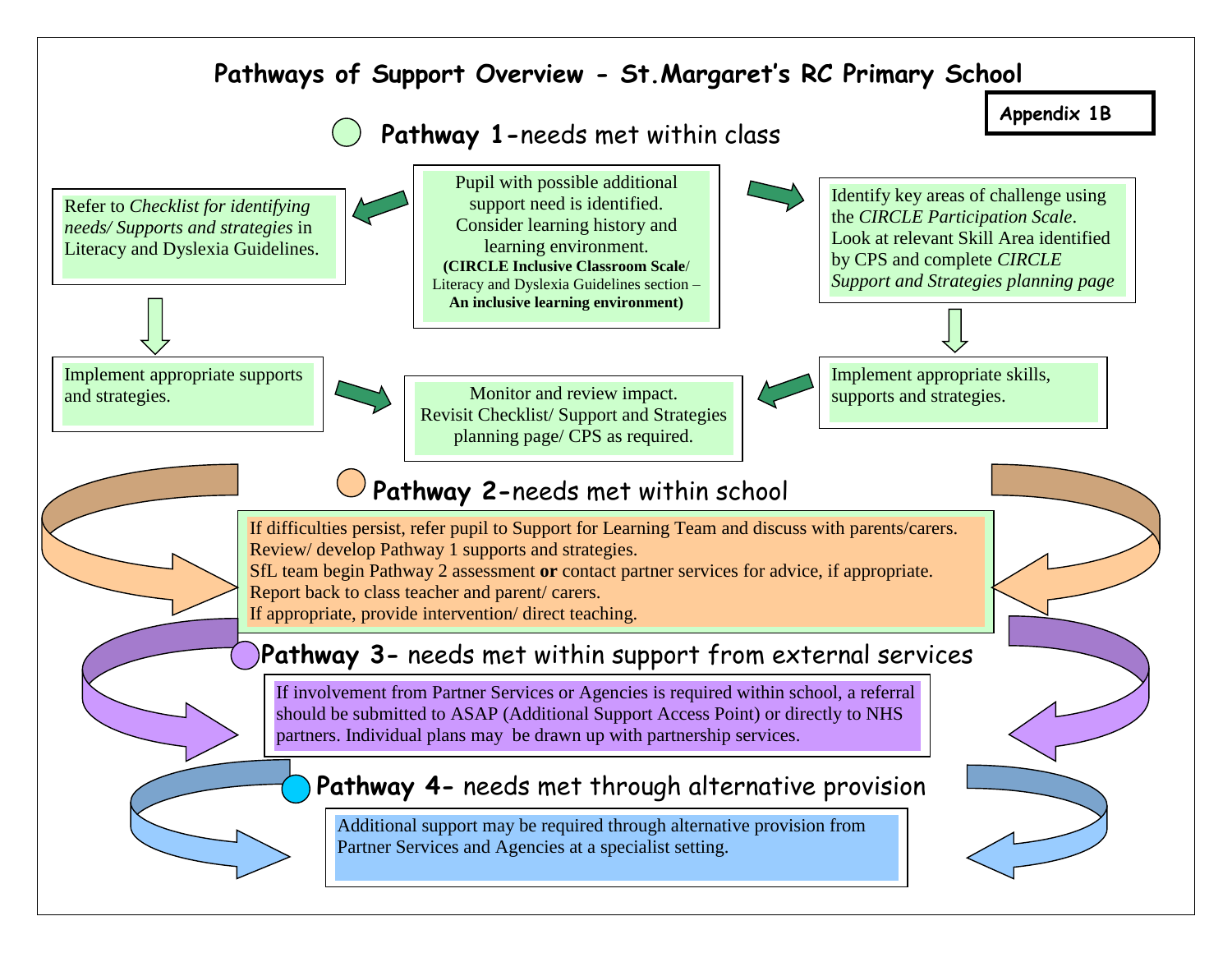# Pathways of Support Overview - St.Margaret's RC Primary School

**Appendix 1B**

## Pathway 1-needs met within class

Pupil with possible additional support need is identified. Consider learning history and learning environment. **(CIRCLE Inclusive Classroom Scale**/ Literacy and Dyslexia Guidelines section – **An inclusive learning environment)**

Refer to *Checklist for identifying needs/ Supports and strategies* in Literacy and Dyslexia Guidelines.

Implement appropriate supports and strategies.

Identify key areas of challenge using the *CIRCLE Participation Scale*. Look at relevant Skill Area identified by CPS and complete *CIRCLE Support and Strategies planning page*

Implement appropriate skills, supports and strategies.

Monitor and review impact. Revisit Checklist/ Support and Strategies planning page/ CPS as required.

## Pathway 2-needs met within school

If difficulties persist, refer pupil to Support for Learning Team and discuss with parents/carers.
Review/ develop Pathway 1 supports and strategies.
SfL team begin Pathway 2 assessment **or** contact partner services for advice, if appropriate.
Report back to class teacher and parent/ carers.
If appropriate, provide intervention/ direct teaching.

## Pathway 3- needs met within support from external services

If involvement from Partner Services or Agencies is required within school, a referral should be submitted to ASAP (Additional Support Access Point) or directly to NHS partners. Individual plans may be drawn up with partnership services.

## Pathway 4- needs met through alternative provision

Additional support may be required through alternative provision from Partner Services and Agencies at a specialist setting.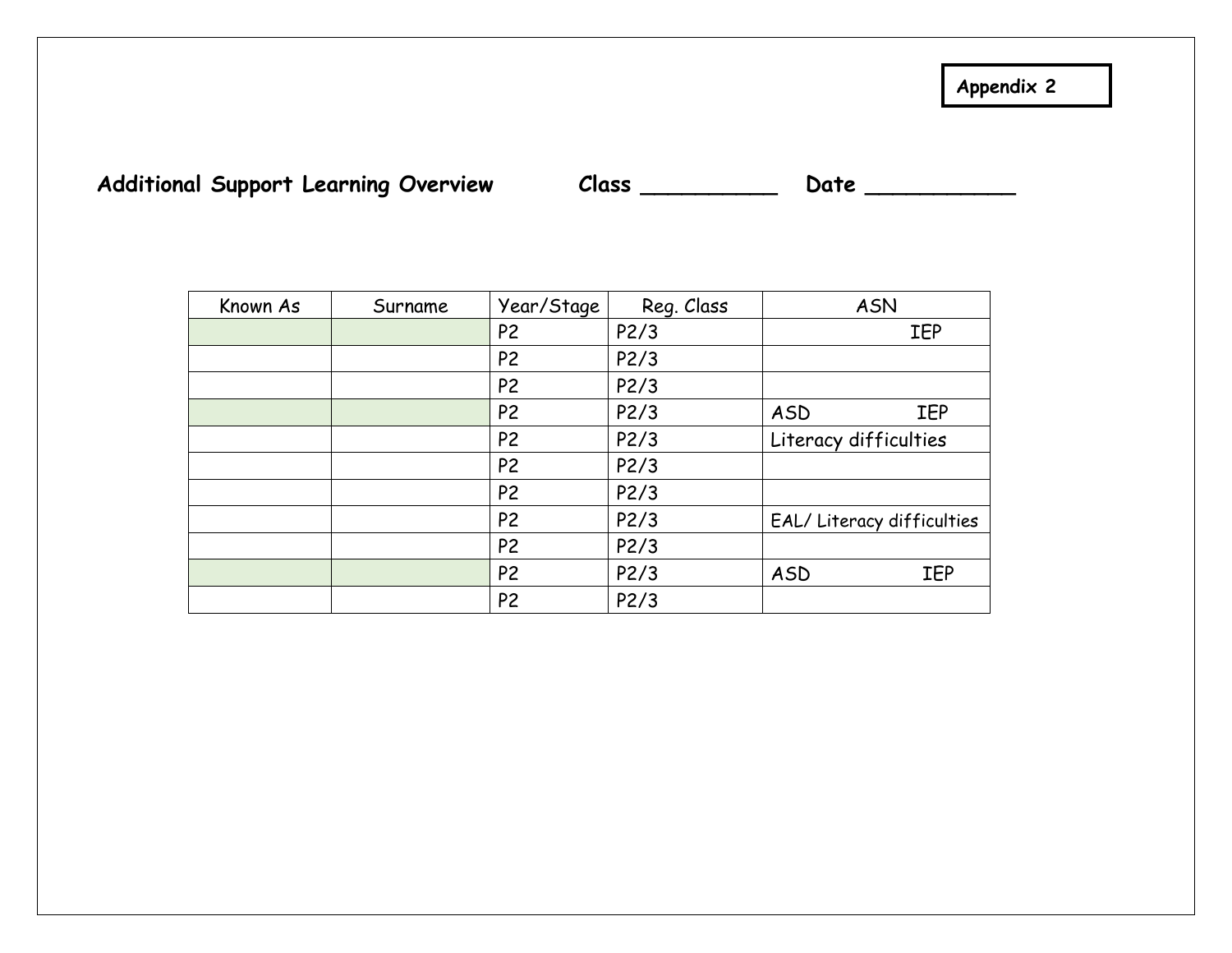Appendix 2

**Additional Support Learning Overview** **Class __________ Date ___________**

| Known As | Surname | Year/Stage | Reg. Class | ASN |
|---|---|---|---|---|
| | | P2 | P2/3 | IEP |
| | | P2 | P2/3 | |
| | | P2 | P2/3 | |
| | | P2 | P2/3 | ASD IEP |
| | | P2 | P2/3 | Literacy difficulties |
| | | P2 | P2/3 | |
| | | P2 | P2/3 | |
| | | P2 | P2/3 | EAL/ Literacy difficulties |
| | | P2 | P2/3 | |
| | | P2 | P2/3 | ASD IEP |
| | | P2 | P2/3 | |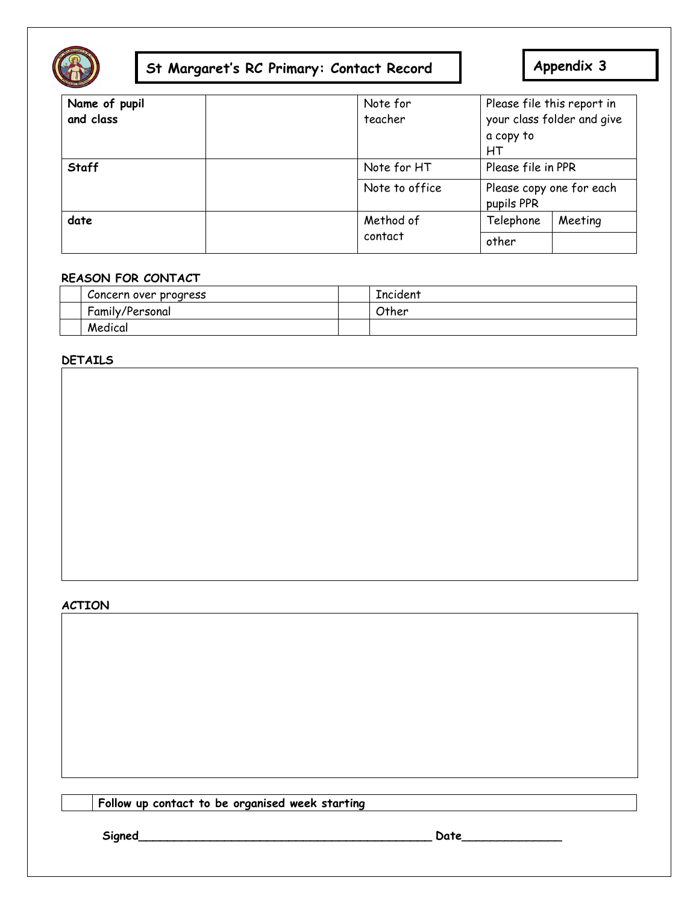# St Margaret's RC Primary: Contact Record

**Appendix 3**

| **Name of pupil and class** | | Note for teacher | Please file this report in your class folder and give a copy to HT | |
|---|---|---|---|---|
| **Staff** | | Note for HT | Please file in PPR | |
| | | Note to office | Please copy one for each pupils PPR | |
| **date** | | Method of contact | Telephone | Meeting |
| | | | other | |

**REASON FOR CONTACT**

| | | | |
|---|---|---|---|
| | Concern over progress | | Incident |
| | Family/Personal | | Other |
| | Medical | | |

**DETAILS**

**ACTION**

| | |
|---|---|
| | **Follow up contact to be organised week starting** |

**Signed**_____________________________________________ **Date**_______________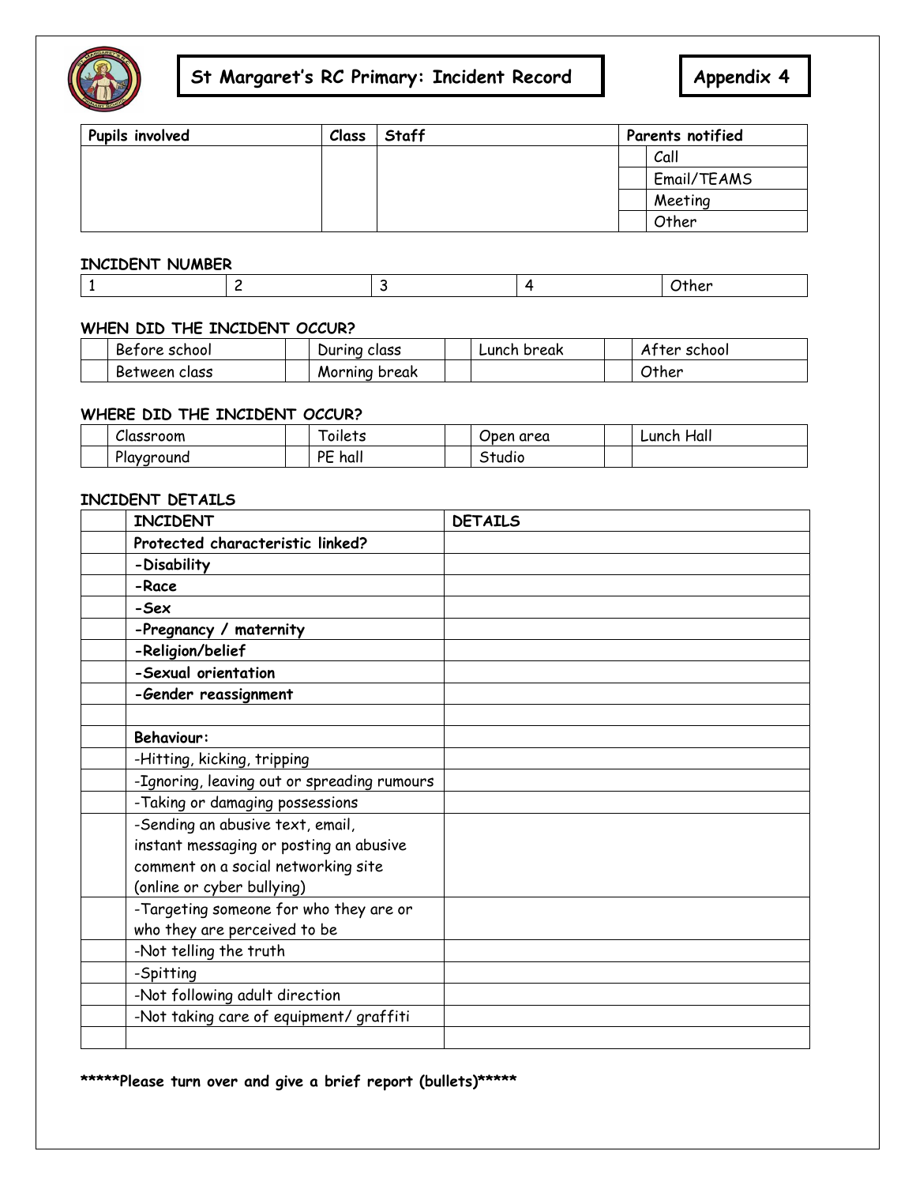# St Margaret's RC Primary: Incident Record

**Appendix 4**

| **Pupils involved** | **Class** | **Staff** | **Parents notified** | |
|---|---|---|---|---|
| | | | | Call |
| | | | | Email/TEAMS |
| | | | | Meeting |
| | | | | Other |

**INCIDENT NUMBER**

| 1 | 2 | 3 | 4 | Other |
|---|---|---|---|---|

**WHEN DID THE INCIDENT OCCUR?**

| | Before school | | During class | | Lunch break | | After school |
|---|---|---|---|---|---|---|---|
| | Between class | | Morning break | | | | Other |

**WHERE DID THE INCIDENT OCCUR?**

| | Classroom | | Toilets | | Open area | | Lunch Hall |
|---|---|---|---|---|---|---|---|
| | Playground | | PE hall | | Studio | | |

**INCIDENT DETAILS**

| | **INCIDENT** | **DETAILS** |
|---|---|---|
| | **Protected characteristic linked?** | |
| | **-Disability** | |
| | **-Race** | |
| | **-Sex** | |
| | **-Pregnancy / maternity** | |
| | **-Religion/belief** | |
| | **-Sexual orientation** | |
| | **-Gender reassignment** | |
| | | |
| | **Behaviour:** | |
| | -Hitting, kicking, tripping | |
| | -Ignoring, leaving out or spreading rumours | |
| | -Taking or damaging possessions | |
| | -Sending an abusive text, email, instant messaging or posting an abusive comment on a social networking site (online or cyber bullying) | |
| | -Targeting someone for who they are or who they are perceived to be | |
| | -Not telling the truth | |
| | -Spitting | |
| | -Not following adult direction | |
| | -Not taking care of equipment/ graffiti | |
| | | |

**\*\*\*\*\*Please turn over and give a brief report (bullets)\*\*\*\*\***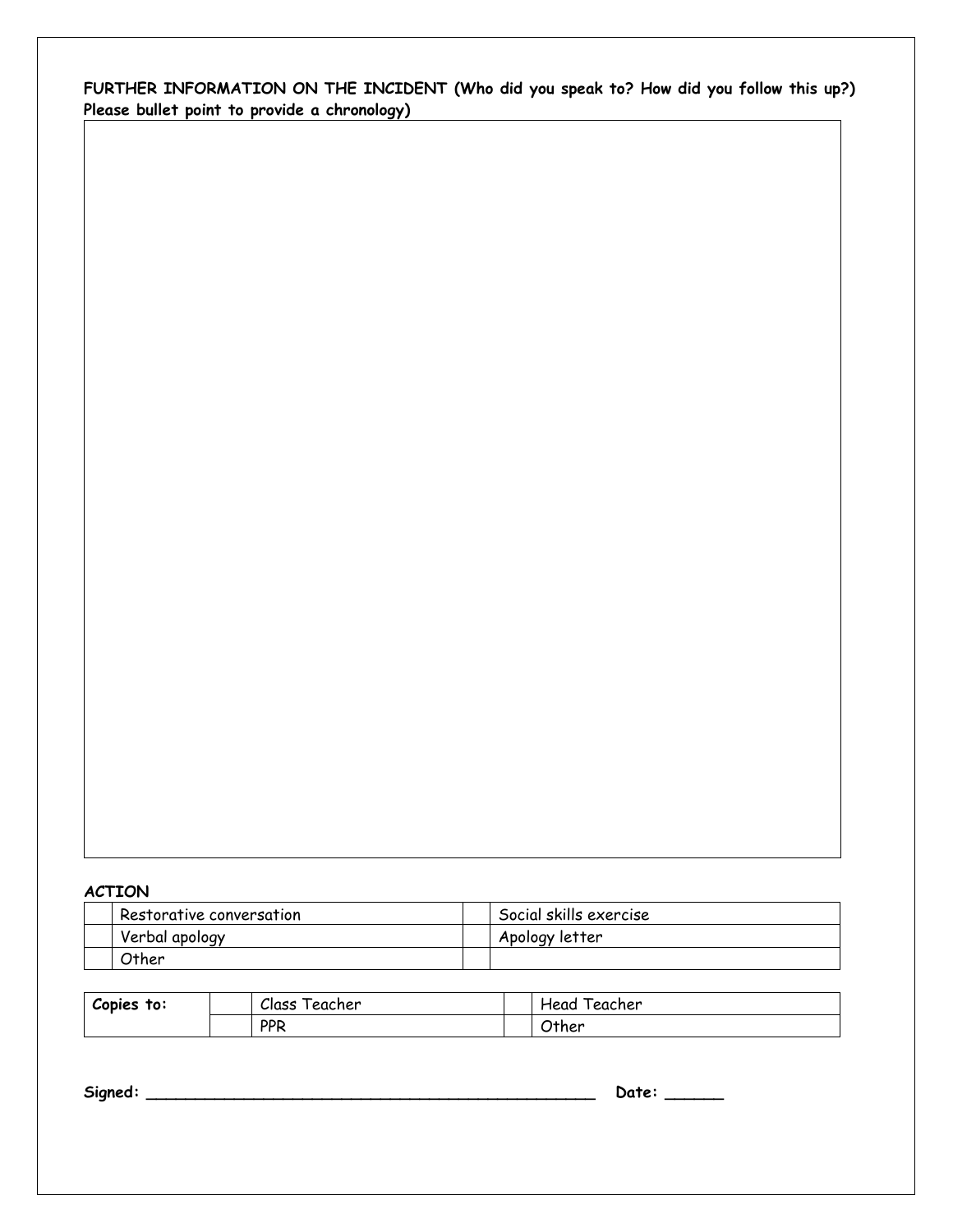**FURTHER INFORMATION ON THE INCIDENT (Who did you speak to? How did you follow this up?) Please bullet point to provide a chronology)**

| |
|---|
| |

**ACTION**

| | | | |
|---|---|---|---|
| | Restorative conversation | | Social skills exercise |
| | Verbal apology | | Apology letter |
| | Other | | |

| | | | | |
|---|---|---|---|---|
| **Copies to:** | | Class Teacher | | Head Teacher |
| | | PPR | | Other |

**Signed:** ________________________________________________ **Date:** ______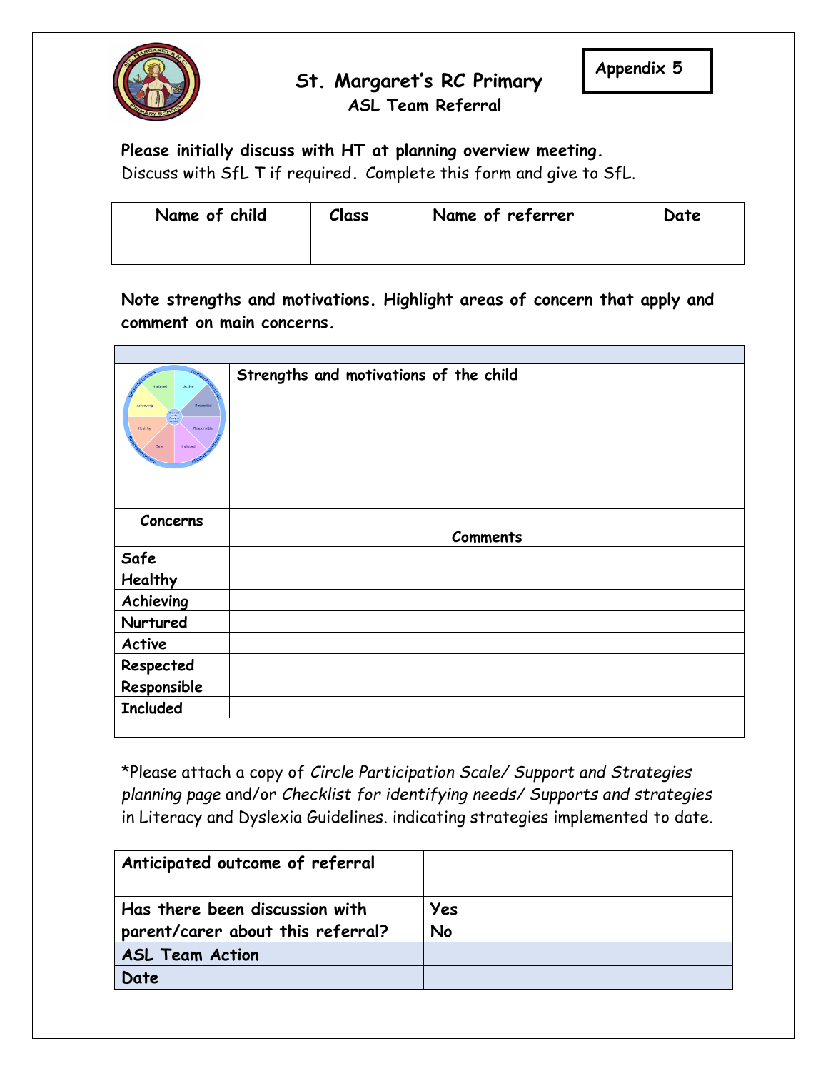# St. Margaret's RC Primary

## ASL Team Referral

**Appendix 5**

**Please initially discuss with HT at planning overview meeting.**
Discuss with SfL T if required. Complete this form and give to SfL.

| Name of child | Class | Name of referrer | Date |
|---|---|---|---|
| | | | |

**Note strengths and motivations. Highlight areas of concern that apply and comment on main concerns.**

| | |
|---|---|
| | **Strengths and motivations of the child** |
| **Concerns** | **Comments** |
| **Safe** | |
| **Healthy** | |
| **Achieving** | |
| **Nurtured** | |
| **Active** | |
| **Respected** | |
| **Responsible** | |
| **Included** | |

*Please attach a copy of *Circle Participation Scale/ Support and Strategies planning page* and/or *Checklist for identifying needs/ Supports and strategies* in Literacy and Dyslexia Guidelines. indicating strategies implemented to date.

| | |
|---|---|
| **Anticipated outcome of referral** | |
| **Has there been discussion with parent/carer about this referral?** | **Yes**<br>**No** |
| **ASL Team Action** | |
| **Date** | |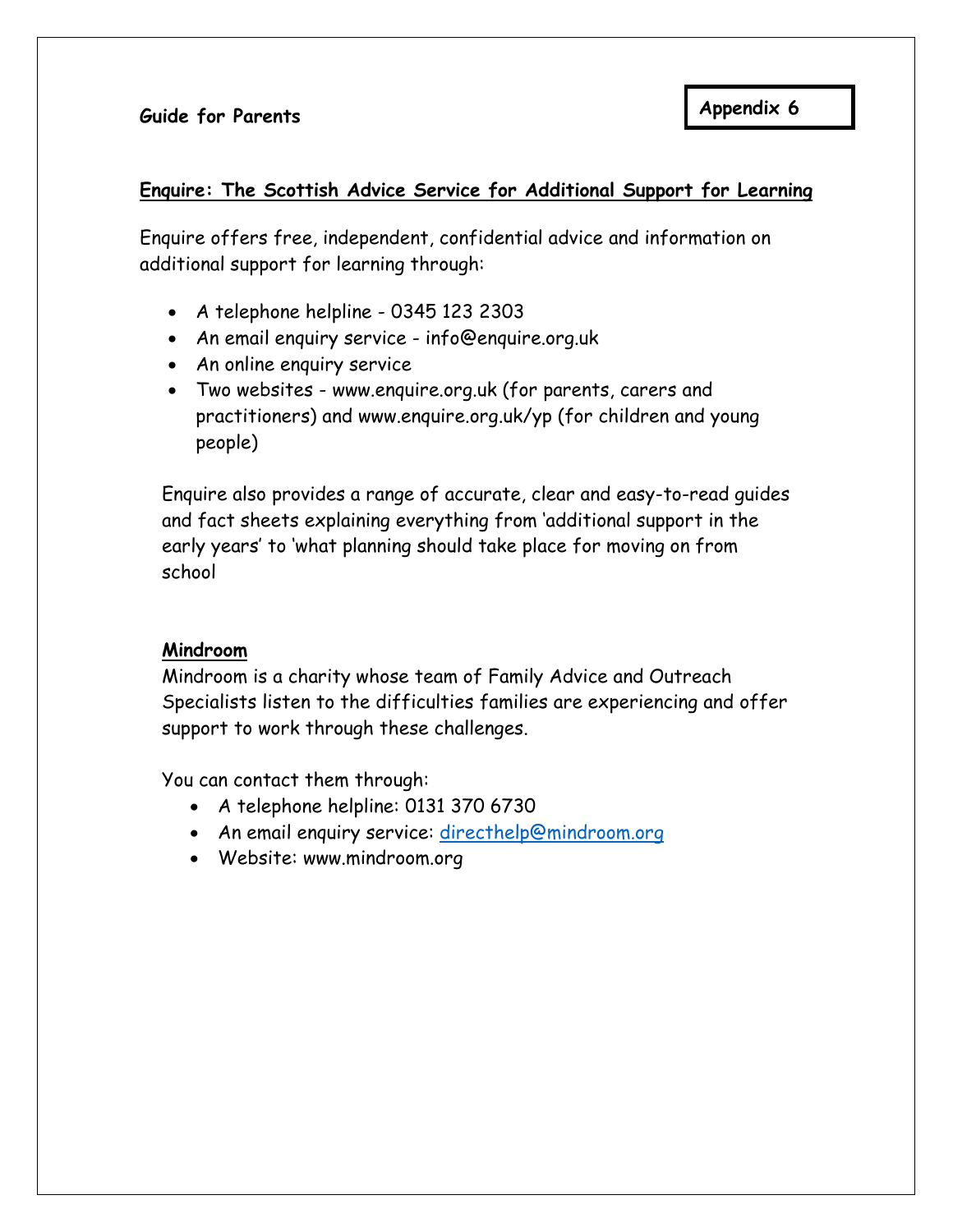**Guide for Parents**

**Appendix 6**

**Enquire: The Scottish Advice Service for Additional Support for Learning**

Enquire offers free, independent, confidential advice and information on additional support for learning through:

- A telephone helpline - 0345 123 2303
- An email enquiry service - info@enquire.org.uk
- An online enquiry service
- Two websites - www.enquire.org.uk (for parents, carers and practitioners) and www.enquire.org.uk/yp (for children and young people)

Enquire also provides a range of accurate, clear and easy-to-read guides and fact sheets explaining everything from 'additional support in the early years' to 'what planning should take place for moving on from school

**Mindroom**

Mindroom is a charity whose team of Family Advice and Outreach Specialists listen to the difficulties families are experiencing and offer support to work through these challenges.

You can contact them through:

- A telephone helpline: 0131 370 6730
- An email enquiry service: directhelp@mindroom.org
- Website: www.mindroom.org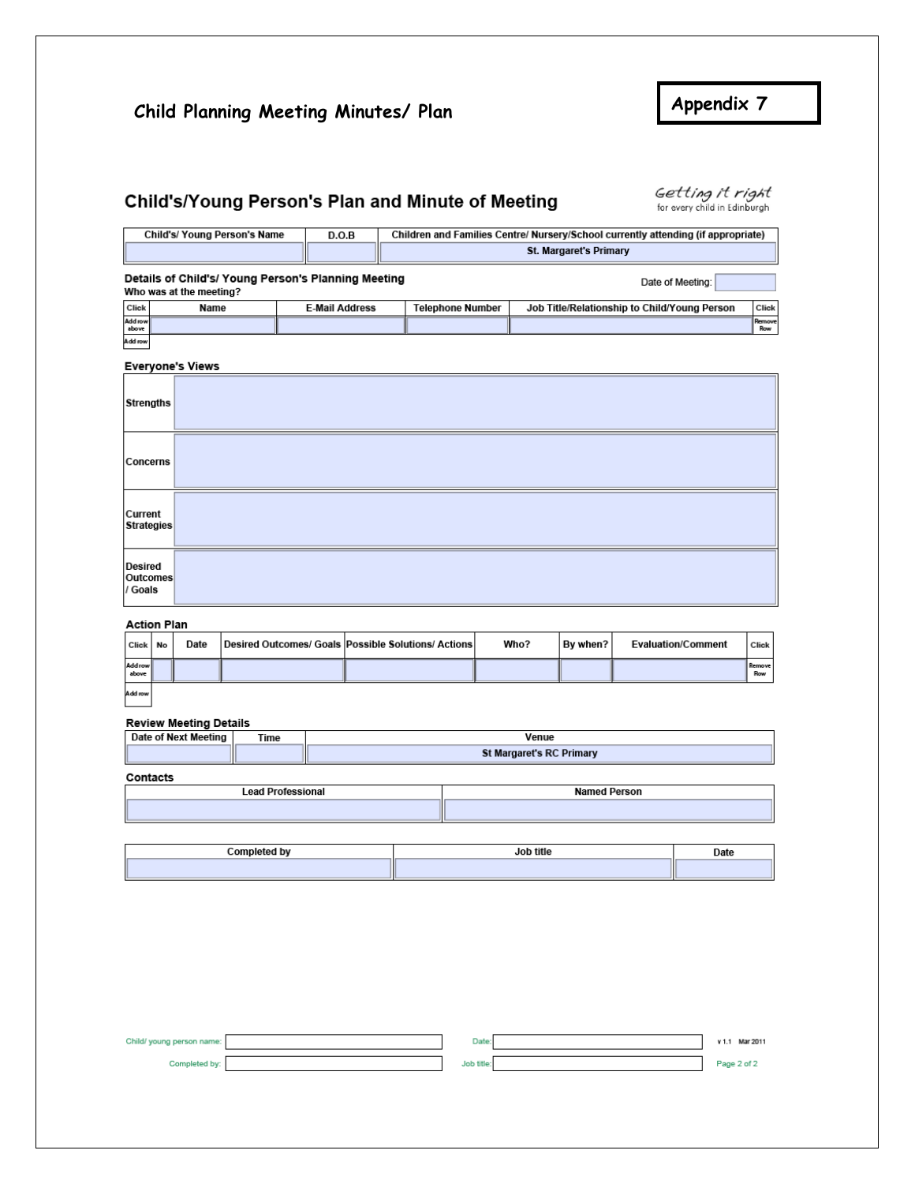# Child Planning Meeting Minutes/ Plan

**Appendix 7**

## Child's/Young Person's Plan and Minute of Meeting

*Getting it right for every child in Edinburgh*

| Child's/ Young Person's Name | D.O.B | Children and Families Centre/ Nursery/School currently attending (if appropriate) |
|---|---|---|
| | | St. Margaret's Primary |

### Details of Child's/ Young Person's Planning Meeting

**Who was at the meeting?**

Date of Meeting:

| Click | Name | E-Mail Address | Telephone Number | Job Title/Relationship to Child/Young Person | Click |
|---|---|---|---|---|---|
| Add row above | | | | | Remove Row |
| Add row | | | | | |

### Everyone's Views

| | |
|---|---|
| **Strengths** | |
| **Concerns** | |
| **Current Strategies** | |
| **Desired Outcomes / Goals** | |

### Action Plan

| Click | No | Date | Desired Outcomes/ Goals | Possible Solutions/ Actions | Who? | By when? | Evaluation/Comment | Click |
|---|---|---|---|---|---|---|---|---|
| Add row above | | | | | | | | Remove Row |
| Add row | | | | | | | | |

### Review Meeting Details

| Date of Next Meeting | Time | Venue |
|---|---|---|
| | | St Margaret's RC Primary |

### Contacts

| Lead Professional | Named Person |
|---|---|
| | |

| Completed by | Job title | Date |
|---|---|---|
| | | |

Child/ young person name: Date:

Completed by: Job title:

v 1.1 Mar 2011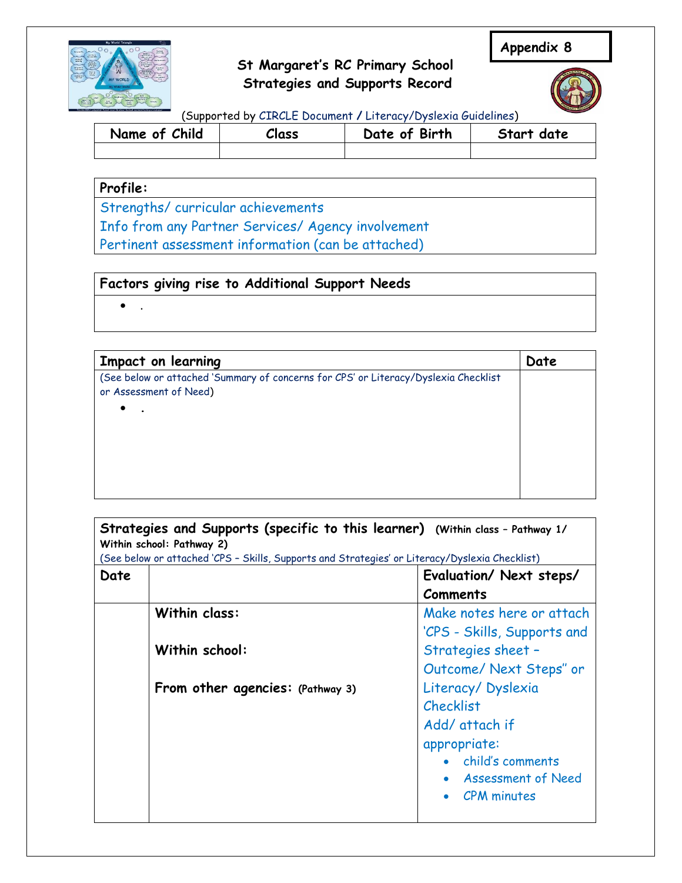**Appendix 8**

# St Margaret's RC Primary School
## Strategies and Supports Record

(Supported by CIRCLE Document / Literacy/Dyslexia Guidelines)

| Name of Child | Class | Date of Birth | Start date |
|---|---|---|---|
| | | | |

| Profile: |
|---|
| Strengths/ curricular achievements<br>Info from any Partner Services/ Agency involvement<br>Pertinent assessment information (can be attached) |

| Factors giving rise to Additional Support Needs |
|---|
| • . |

| Impact on learning | Date |
|---|---|
| (See below or attached 'Summary of concerns for CPS' or Literacy/Dyslexia Checklist or Assessment of Need)<br>• . | |

| Strategies and Supports (specific to this learner) (Within class – Pathway 1/ Within school: Pathway 2)<br>(See below or attached 'CPS – Skills, Supports and Strategies' or Literacy/Dyslexia Checklist) | | |
|---|---|---|
| **Date** | | **Evaluation/ Next steps/ Comments** |
| | **Within class:**<br><br>**Within school:**<br><br>**From other agencies:** (Pathway 3) | Make notes here or attach 'CPS - Skills, Supports and Strategies sheet – Outcome/ Next Steps" or Literacy/ Dyslexia Checklist<br>Add/ attach if appropriate:<br>• child's comments<br>• Assessment of Need<br>• CPM minutes |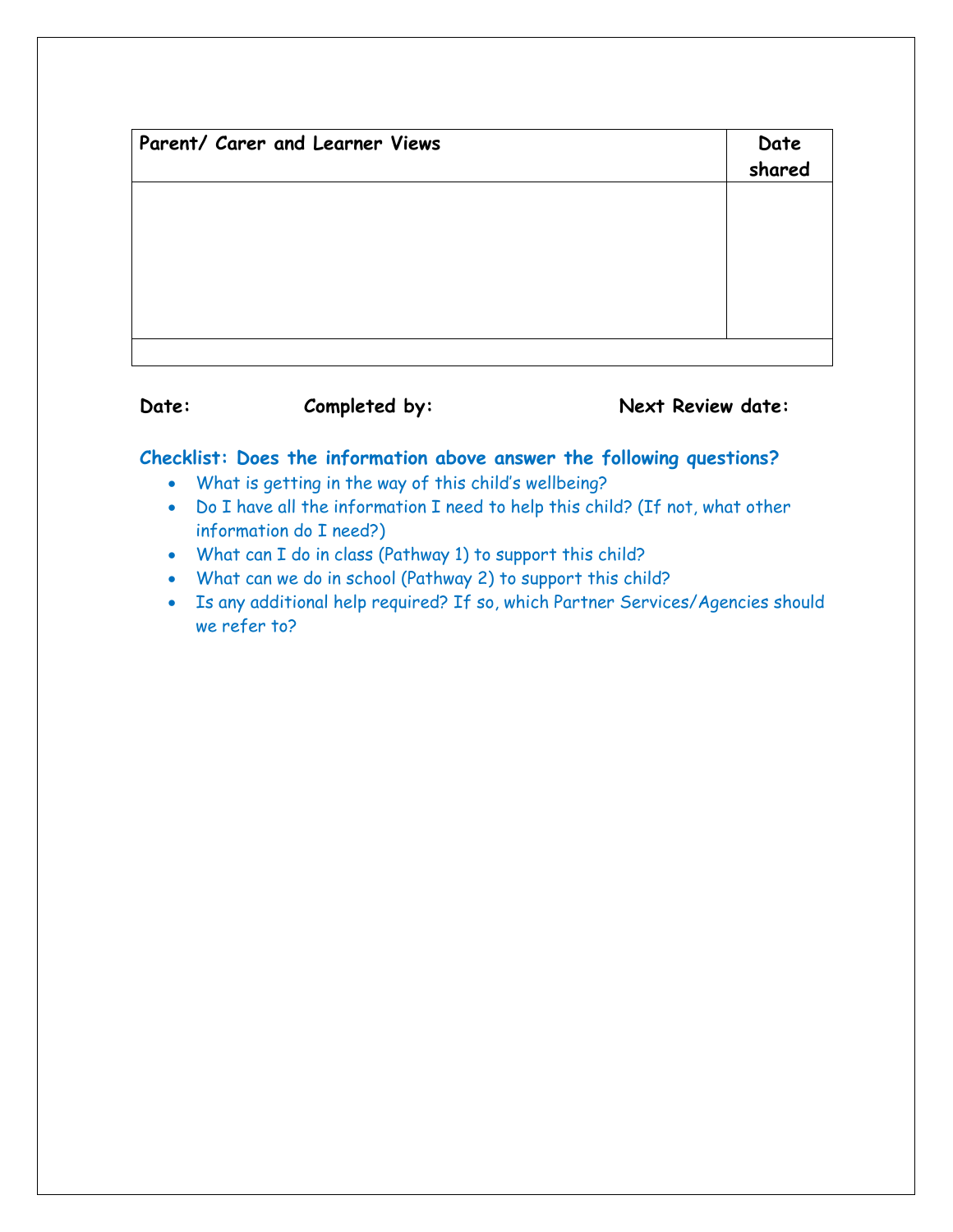| Parent/ Carer and Learner Views | Date shared |
|---|---|
| | |
| | |

**Date:** **Completed by:** **Next Review date:**

**Checklist: Does the information above answer the following questions?**

- What is getting in the way of this child's wellbeing?
- Do I have all the information I need to help this child? (If not, what other information do I need?)
- What can I do in class (Pathway 1) to support this child?
- What can we do in school (Pathway 2) to support this child?
- Is any additional help required? If so, which Partner Services/Agencies should we refer to?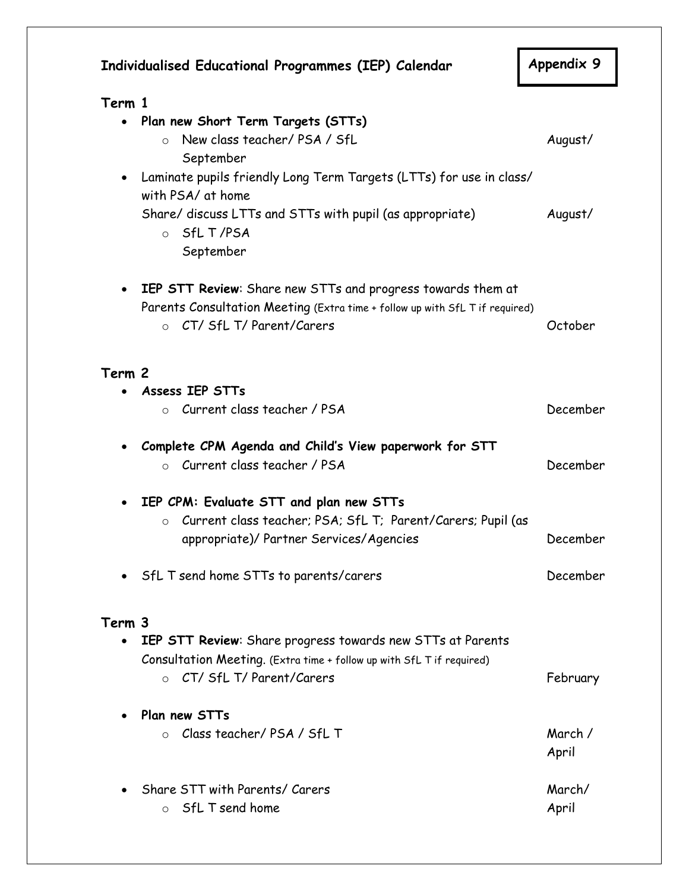# Individualised Educational Programmes (IEP) Calendar

**Appendix 9**

## Term 1

- **Plan new Short Term Targets (STTs)**
  - New class teacher/ PSA / SfL — August/ September
- Laminate pupils friendly Long Term Targets (LTTs) for use in class/ with PSA/ at home
  Share/ discuss LTTs and STTs with pupil (as appropriate) — August/ September
  - SfL T /PSA
- **IEP STT Review**: Share new STTs and progress towards them at Parents Consultation Meeting (Extra time + follow up with SfL T if required)
  - CT/ SfL T/ Parent/Carers — October

## Term 2

- **Assess IEP STTs**
  - Current class teacher / PSA — December
- **Complete CPM Agenda and Child's View paperwork for STT**
  - Current class teacher / PSA — December
- **IEP CPM: Evaluate STT and plan new STTs**
  - Current class teacher; PSA; SfL T; Parent/Carers; Pupil (as appropriate)/ Partner Services/Agencies — December
- SfL T send home STTs to parents/carers — December

## Term 3

- **IEP STT Review**: Share progress towards new STTs at Parents Consultation Meeting. (Extra time + follow up with SfL T if required)
  - CT/ SfL T/ Parent/Carers — February
- **Plan new STTs**
  - Class teacher/ PSA / SfL T — March / April
- Share STT with Parents/ Carers — March/ April
  - SfL T send home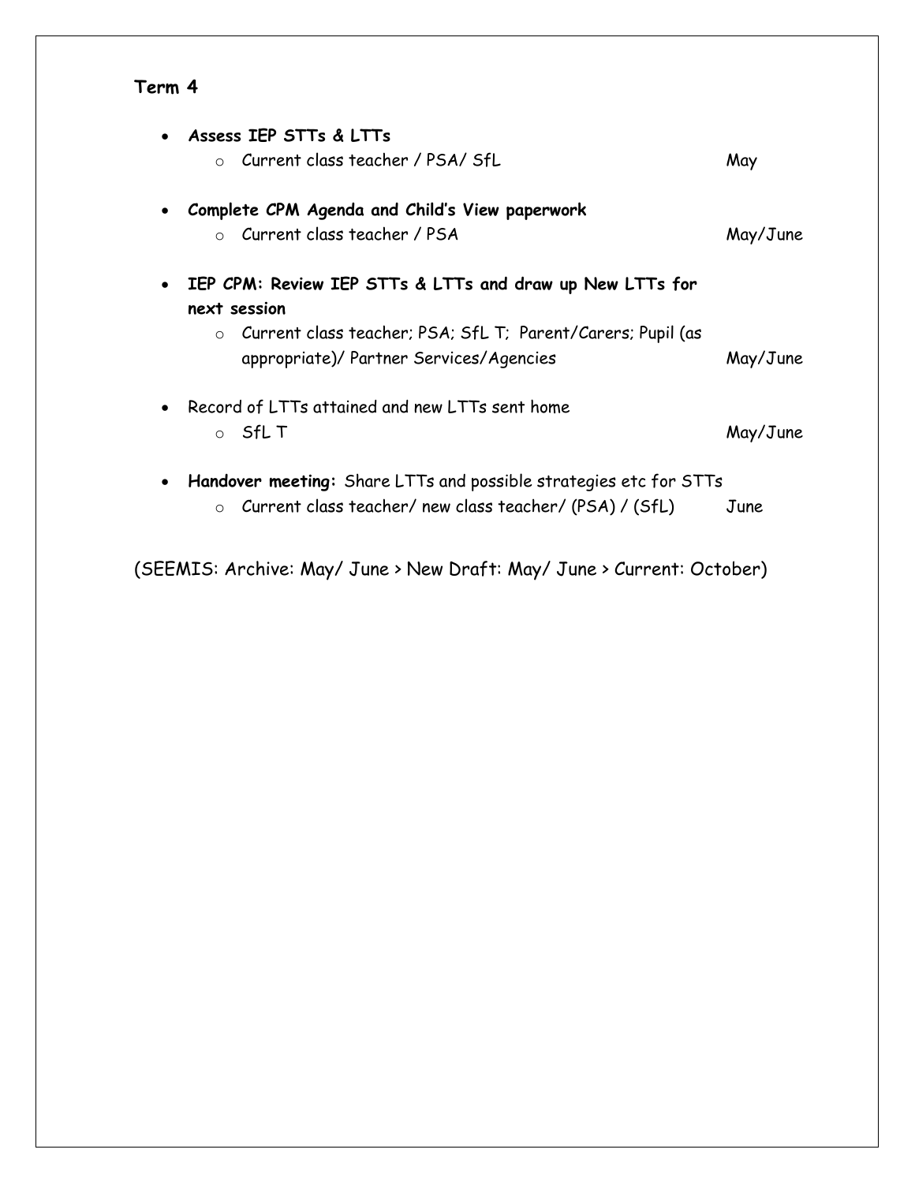## Term 4

- **Assess IEP STTs & LTTs**
  - Current class teacher / PSA/ SfL — May

- **Complete CPM Agenda and Child's View paperwork**
  - Current class teacher / PSA — May/June

- **IEP CPM: Review IEP STTs & LTTs and draw up New LTTs for next session**
  - Current class teacher; PSA; SfL T; Parent/Carers; Pupil (as appropriate)/ Partner Services/Agencies — May/June

- Record of LTTs attained and new LTTs sent home
  - SfL T — May/June

- **Handover meeting:** Share LTTs and possible strategies etc for STTs
  - Current class teacher/ new class teacher/ (PSA) / (SfL) — June

(SEEMIS: Archive: May/ June > New Draft: May/ June > Current: October)